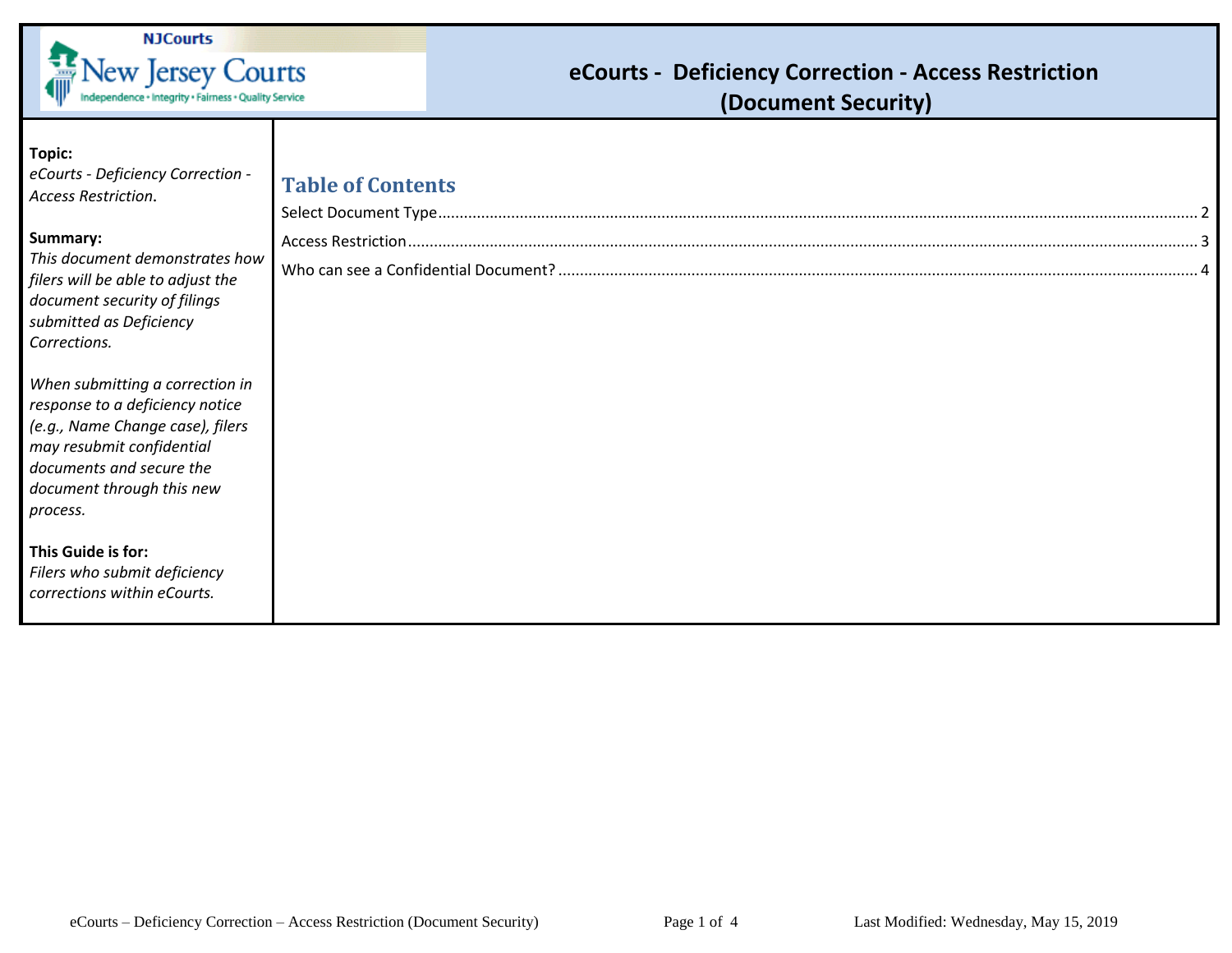NJCourts

New Jersey Courts

Independence • Integrity • Fairness • Quality Service

# eCourts - Deficiency Correction - Access Restriction (Document Security)

**Topic:**
*eCourts - Deficiency Correction - Access Restriction.*

**Summary:**
*This document demonstrates how filers will be able to adjust the document security of filings submitted as Deficiency Corrections.*

*When submitting a correction in response to a deficiency notice (e.g., Name Change case), filers may resubmit confidential documents and secure the document through this new process.*

**This Guide is for:**
*Filers who submit deficiency corrections within eCourts.*

## Table of Contents

Select Document Type ........ 2

Access Restriction ........ 3

Who can see a Confidential Document? ........ 4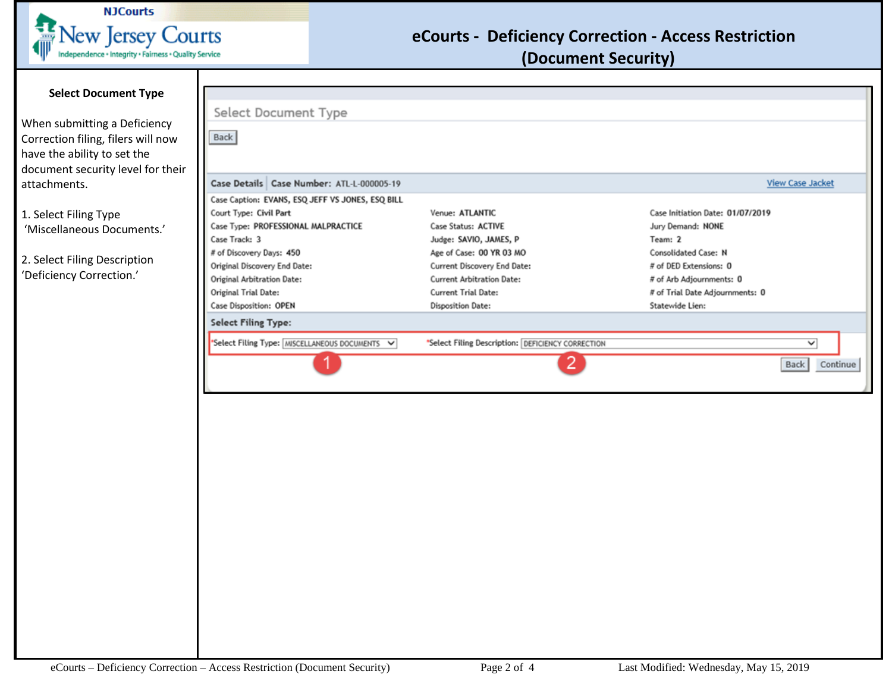# eCourts - Deficiency Correction - Access Restriction (Document Security)

### Select Document Type

When submitting a Deficiency Correction filing, filers will now have the ability to set the document security level for their attachments.

1. Select Filing Type 'Miscellaneous Documents.'

2. Select Filing Description 'Deficiency Correction.'

**Select Document Type**

Back

**Case Details** | **Case Number:** ATL-L-000005-19 — View Case Jacket

Case Caption: EVANS, ESQ JEFF VS JONES, ESQ BILL

| | | |
|---|---|---|
| Court Type: Civil Part | Venue: ATLANTIC | Case Initiation Date: 01/07/2019 |
| Case Type: PROFESSIONAL MALPRACTICE | Case Status: ACTIVE | Jury Demand: NONE |
| Case Track: 3 | Judge: SAVIO, JAMES, P | Team: 2 |
| # of Discovery Days: 450 | Age of Case: 00 YR 03 MO | Consolidated Case: N |
| Original Discovery End Date: | Current Discovery End Date: | # of DED Extensions: 0 |
| Original Arbitration Date: | Current Arbitration Date: | # of Arb Adjournments: 0 |
| Original Trial Date: | Current Trial Date: | # of Trial Date Adjournments: 0 |
| Case Disposition: OPEN | Disposition Date: | Statewide Lien: |

**Select Filing Type:**

*Select Filing Type: MISCELLANEOUS DOCUMENTS (1) — *Select Filing Description: DEFICIENCY CORRECTION (2)

Back | Continue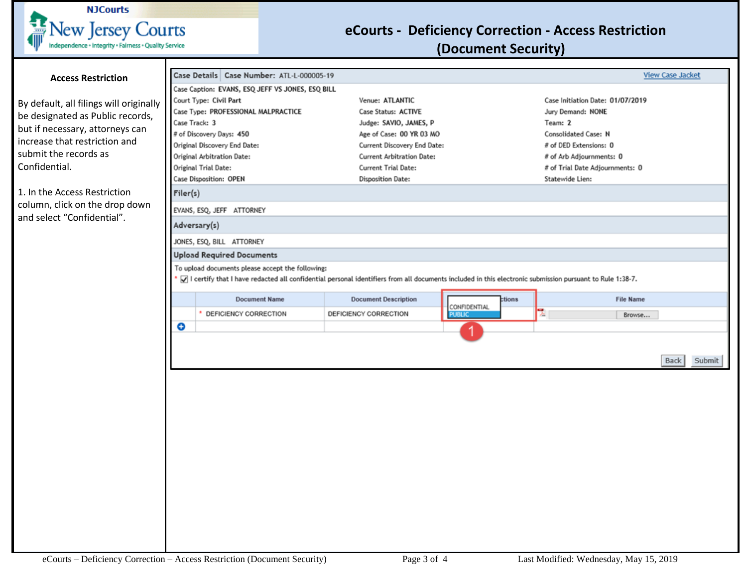# eCourts - Deficiency Correction - Access Restriction (Document Security)

## Access Restriction

By default, all filings will originally be designated as Public records, but if necessary, attorneys can increase that restriction and submit the records as Confidential.

1. In the Access Restriction column, click on the drop down and select “Confidential”.

**Case Details** | **Case Number:** ATL-L-000005-19 | View Case Jacket

Case Caption: EVANS, ESQ JEFF VS JONES, ESQ BILL

| | | |
|---|---|---|
| Court Type: Civil Part | Venue: ATLANTIC | Case Initiation Date: 01/07/2019 |
| Case Type: PROFESSIONAL MALPRACTICE | Case Status: ACTIVE | Jury Demand: NONE |
| Case Track: 3 | Judge: SAVIO, JAMES, P | Team: 2 |
| # of Discovery Days: 450 | Age of Case: 00 YR 03 MO | Consolidated Case: N |
| Original Discovery End Date: | Current Discovery End Date: | # of DED Extensions: 0 |
| Original Arbitration Date: | Current Arbitration Date: | # of Arb Adjournments: 0 |
| Original Trial Date: | Current Trial Date: | # of Trial Date Adjournments: 0 |
| Case Disposition: OPEN | Disposition Date: | Statewide Lien: |

**Filer(s)**

EVANS, ESQ, JEFF ATTORNEY

**Adversary(s)**

JONES, ESQ, BILL ATTORNEY

**Upload Required Documents**

To upload documents please accept the following:

* ☑ I certify that I have redacted all confidential personal identifiers from all documents included in this electronic submission pursuant to Rule 1:38-7.

| | Document Name | Document Description | Access Restrictions | File Name |
|---|---|---|---|---|
| | * DEFICIENCY CORRECTION | DEFICIENCY CORRECTION | CONFIDENTIAL / PUBLIC | Browse... |

1

Back | Submit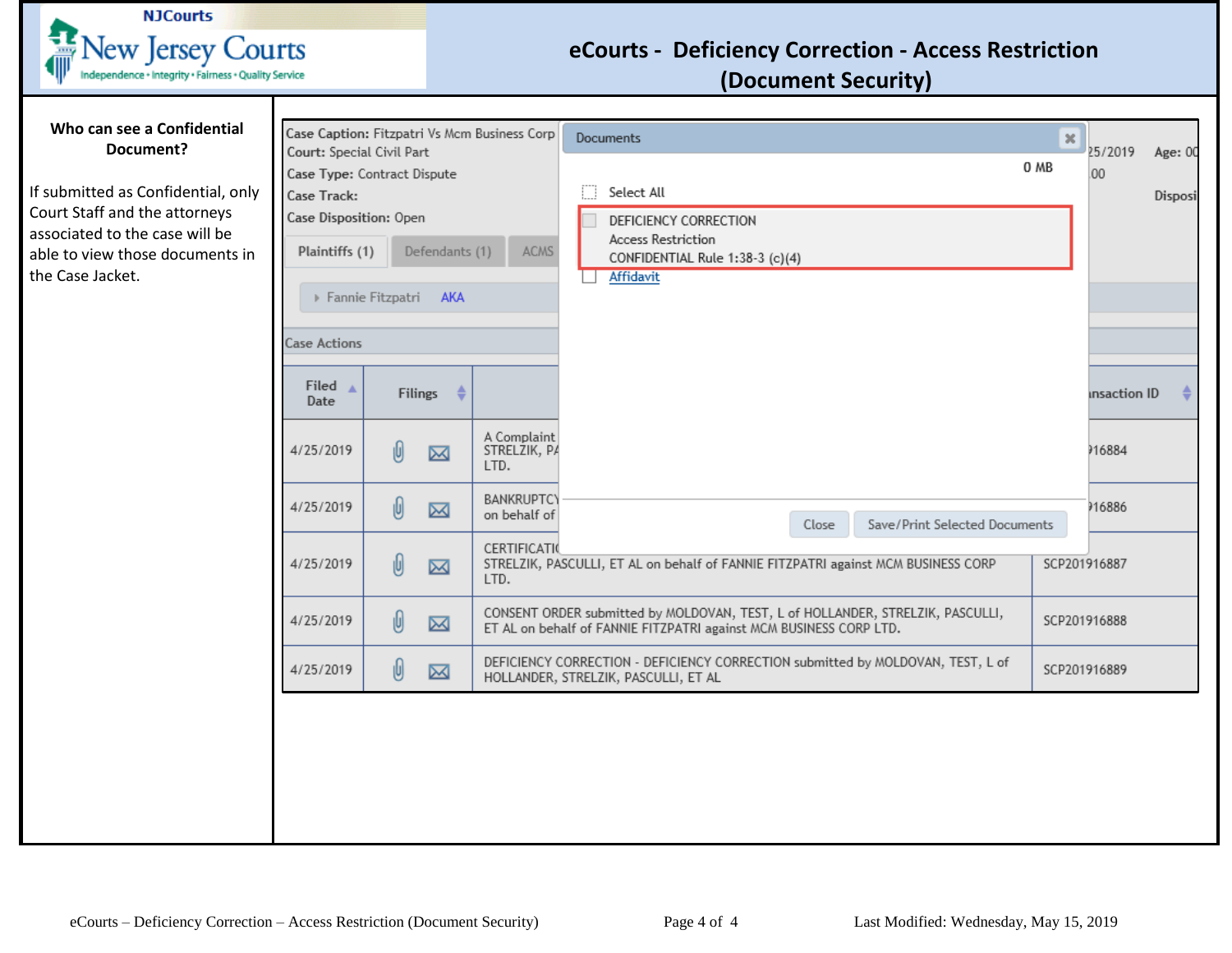# eCourts - Deficiency Correction - Access Restriction (Document Security)

**Who can see a Confidential Document?**

If submitted as Confidential, only Court Staff and the attorneys associated to the case will be able to view those documents in the Case Jacket.

Case Caption: Fitzpatri Vs Mcm Business Corp
Court: Special Civil Part
Case Type: Contract Dispute
Case Track:
Case Disposition: Open

Plaintiffs (1) | Defendants (1) | ACMS

Fannie Fitzpatri AKA

Case Actions

Documents

0 MB

Select All

DEFICIENCY CORRECTION
Access Restriction
CONFIDENTIAL Rule 1:38-3 (c)(4)

Affidavit

Close | Save/Print Selected Documents

| Filed Date | Filings | | Transaction ID |
|---|---|---|---|
| 4/25/2019 | | A Complaint STRELZIK, PA LTD. | ...916884 |
| 4/25/2019 | | BANKRUPTCY on behalf of | ...916886 |
| 4/25/2019 | | CERTIFICATIO STRELZIK, PASCULLI, ET AL on behalf of FANNIE FITZPATRI against MCM BUSINESS CORP LTD. | SCP201916887 |
| 4/25/2019 | | CONSENT ORDER submitted by MOLDOVAN, TEST, L of HOLLANDER, STRELZIK, PASCULLI, ET AL on behalf of FANNIE FITZPATRI against MCM BUSINESS CORP LTD. | SCP201916888 |
| 4/25/2019 | | DEFICIENCY CORRECTION - DEFICIENCY CORRECTION submitted by MOLDOVAN, TEST, L of HOLLANDER, STRELZIK, PASCULLI, ET AL | SCP201916889 |